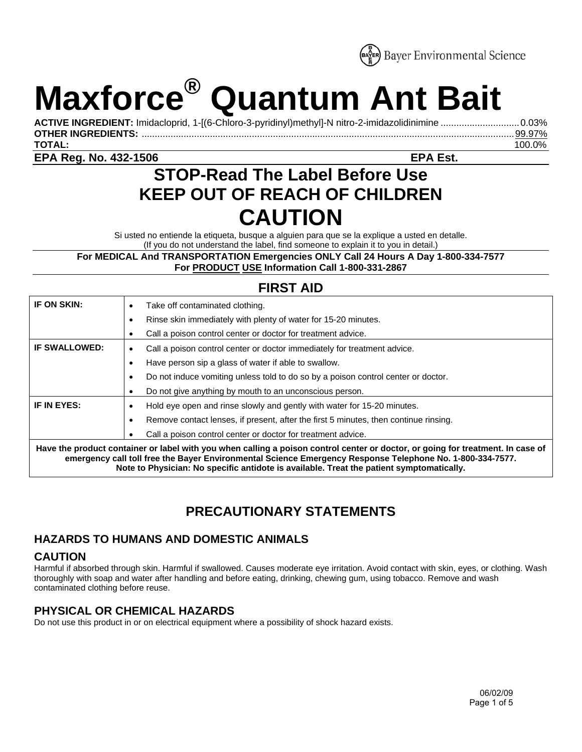Bayer Environmental Science

# Maxforce® Quantum Ant Bait

**ACTIVE INGREDIENT:** Imidacloprid, 1-[(6-Chloro-3-pyridinyl)methyl]-N nitro-2-imidazolidinimine .............................. 0.03%
**OTHER INGREDIENTS:** ............................................................................................................................................ 99.97%
**TOTAL:** 100.0%

**EPA Reg. No. 432-1506** **EPA Est.**

## STOP-Read The Label Before Use
## KEEP OUT OF REACH OF CHILDREN
# CAUTION

Si usted no entiende la etiqueta, busque a alguien para que se la explique a usted en detalle.
(If you do not understand the label, find someone to explain it to you in detail.)

**For MEDICAL And TRANSPORTATION Emergencies ONLY Call 24 Hours A Day 1-800-334-7577**
**For PRODUCT USE Information Call 1-800-331-2867**

## FIRST AID

| | |
|---|---|
| **IF ON SKIN:** | • Take off contaminated clothing.<br>• Rinse skin immediately with plenty of water for 15-20 minutes.<br>• Call a poison control center or doctor for treatment advice. |
| **IF SWALLOWED:** | • Call a poison control center or doctor immediately for treatment advice.<br>• Have person sip a glass of water if able to swallow.<br>• Do not induce vomiting unless told to do so by a poison control center or doctor.<br>• Do not give anything by mouth to an unconscious person. |
| **IF IN EYES:** | • Hold eye open and rinse slowly and gently with water for 15-20 minutes.<br>• Remove contact lenses, if present, after the first 5 minutes, then continue rinsing.<br>• Call a poison control center or doctor for treatment advice. |

**Have the product container or label with you when calling a poison control center or doctor, or going for treatment. In case of emergency call toll free the Bayer Environmental Science Emergency Response Telephone No. 1-800-334-7577.**
**Note to Physician: No specific antidote is available. Treat the patient symptomatically.**

## PRECAUTIONARY STATEMENTS

### HAZARDS TO HUMANS AND DOMESTIC ANIMALS

### CAUTION

Harmful if absorbed through skin. Harmful if swallowed. Causes moderate eye irritation. Avoid contact with skin, eyes, or clothing. Wash thoroughly with soap and water after handling and before eating, drinking, chewing gum, using tobacco. Remove and wash contaminated clothing before reuse.

### PHYSICAL OR CHEMICAL HAZARDS

Do not use this product in or on electrical equipment where a possibility of shock hazard exists.

06/02/09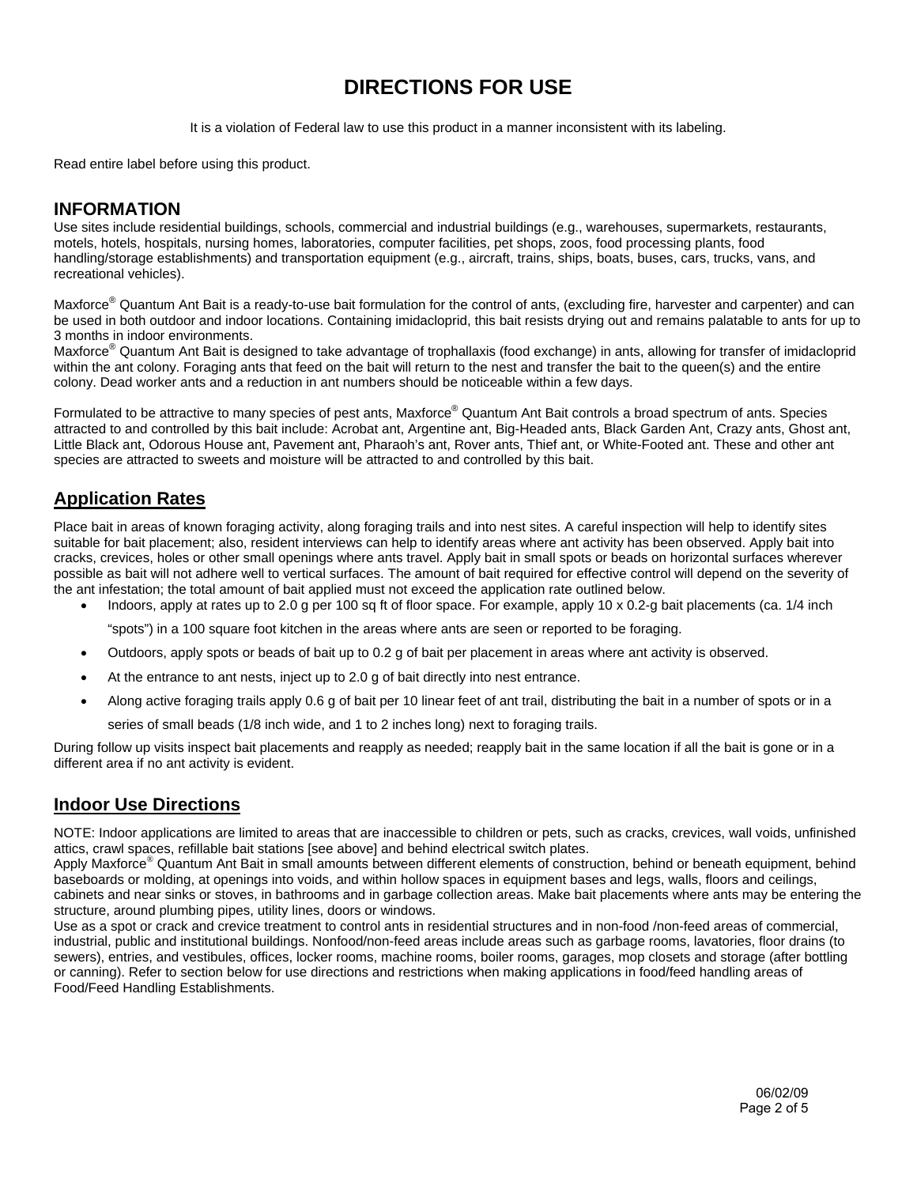# DIRECTIONS FOR USE

It is a violation of Federal law to use this product in a manner inconsistent with its labeling.

Read entire label before using this product.

## INFORMATION

Use sites include residential buildings, schools, commercial and industrial buildings (e.g., warehouses, supermarkets, restaurants, motels, hotels, hospitals, nursing homes, laboratories, computer facilities, pet shops, zoos, food processing plants, food handling/storage establishments) and transportation equipment (e.g., aircraft, trains, ships, boats, buses, cars, trucks, vans, and recreational vehicles).

Maxforce® Quantum Ant Bait is a ready-to-use bait formulation for the control of ants, (excluding fire, harvester and carpenter) and can be used in both outdoor and indoor locations. Containing imidacloprid, this bait resists drying out and remains palatable to ants for up to 3 months in indoor environments.
Maxforce® Quantum Ant Bait is designed to take advantage of trophallaxis (food exchange) in ants, allowing for transfer of imidacloprid within the ant colony. Foraging ants that feed on the bait will return to the nest and transfer the bait to the queen(s) and the entire colony. Dead worker ants and a reduction in ant numbers should be noticeable within a few days.

Formulated to be attractive to many species of pest ants, Maxforce® Quantum Ant Bait controls a broad spectrum of ants. Species attracted to and controlled by this bait include: Acrobat ant, Argentine ant, Big-Headed ants, Black Garden Ant, Crazy ants, Ghost ant, Little Black ant, Odorous House ant, Pavement ant, Pharaoh's ant, Rover ants, Thief ant, or White-Footed ant. These and other ant species are attracted to sweets and moisture will be attracted to and controlled by this bait.

## Application Rates

Place bait in areas of known foraging activity, along foraging trails and into nest sites. A careful inspection will help to identify sites suitable for bait placement; also, resident interviews can help to identify areas where ant activity has been observed. Apply bait into cracks, crevices, holes or other small openings where ants travel. Apply bait in small spots or beads on horizontal surfaces wherever possible as bait will not adhere well to vertical surfaces. The amount of bait required for effective control will depend on the severity of the ant infestation; the total amount of bait applied must not exceed the application rate outlined below.

- Indoors, apply at rates up to 2.0 g per 100 sq ft of floor space. For example, apply 10 x 0.2-g bait placements (ca. 1/4 inch "spots") in a 100 square foot kitchen in the areas where ants are seen or reported to be foraging.
- Outdoors, apply spots or beads of bait up to 0.2 g of bait per placement in areas where ant activity is observed.
- At the entrance to ant nests, inject up to 2.0 g of bait directly into nest entrance.
- Along active foraging trails apply 0.6 g of bait per 10 linear feet of ant trail, distributing the bait in a number of spots or in a series of small beads (1/8 inch wide, and 1 to 2 inches long) next to foraging trails.

During follow up visits inspect bait placements and reapply as needed; reapply bait in the same location if all the bait is gone or in a different area if no ant activity is evident.

## Indoor Use Directions

NOTE: Indoor applications are limited to areas that are inaccessible to children or pets, such as cracks, crevices, wall voids, unfinished attics, crawl spaces, refillable bait stations [see above] and behind electrical switch plates.
Apply Maxforce® Quantum Ant Bait in small amounts between different elements of construction, behind or beneath equipment, behind baseboards or molding, at openings into voids, and within hollow spaces in equipment bases and legs, walls, floors and ceilings, cabinets and near sinks or stoves, in bathrooms and in garbage collection areas. Make bait placements where ants may be entering the structure, around plumbing pipes, utility lines, doors or windows.
Use as a spot or crack and crevice treatment to control ants in residential structures and in non-food /non-feed areas of commercial, industrial, public and institutional buildings. Nonfood/non-feed areas include areas such as garbage rooms, lavatories, floor drains (to sewers), entries, and vestibules, offices, locker rooms, machine rooms, boiler rooms, garages, mop closets and storage (after bottling or canning). Refer to section below for use directions and restrictions when making applications in food/feed handling areas of Food/Feed Handling Establishments.

06/02/09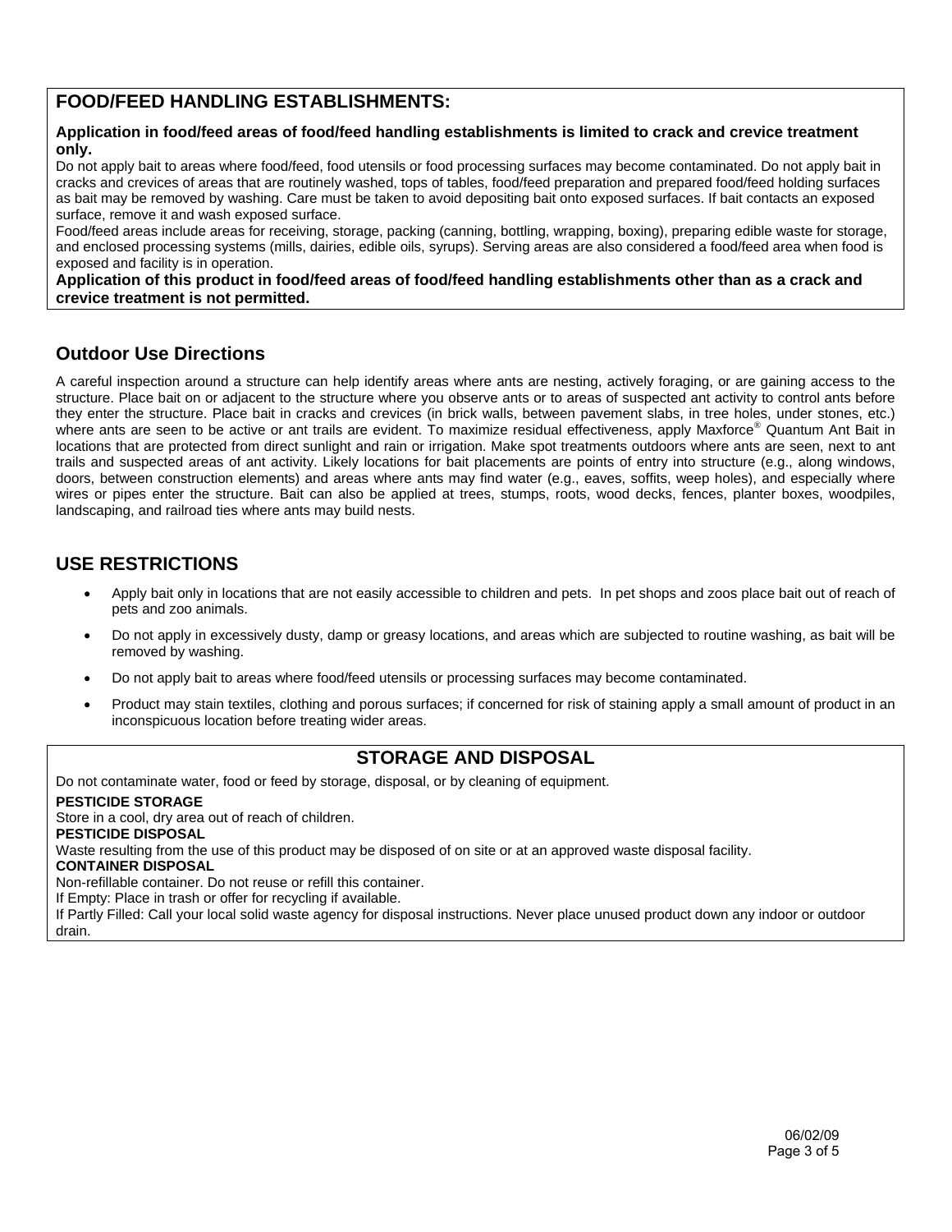## FOOD/FEED HANDLING ESTABLISHMENTS:

**Application in food/feed areas of food/feed handling establishments is limited to crack and crevice treatment only.**

Do not apply bait to areas where food/feed, food utensils or food processing surfaces may become contaminated. Do not apply bait in cracks and crevices of areas that are routinely washed, tops of tables, food/feed preparation and prepared food/feed holding surfaces as bait may be removed by washing. Care must be taken to avoid depositing bait onto exposed surfaces. If bait contacts an exposed surface, remove it and wash exposed surface.

Food/feed areas include areas for receiving, storage, packing (canning, bottling, wrapping, boxing), preparing edible waste for storage, and enclosed processing systems (mills, dairies, edible oils, syrups). Serving areas are also considered a food/feed area when food is exposed and facility is in operation.

**Application of this product in food/feed areas of food/feed handling establishments other than as a crack and crevice treatment is not permitted.**

## Outdoor Use Directions

A careful inspection around a structure can help identify areas where ants are nesting, actively foraging, or are gaining access to the structure. Place bait on or adjacent to the structure where you observe ants or to areas of suspected ant activity to control ants before they enter the structure. Place bait in cracks and crevices (in brick walls, between pavement slabs, in tree holes, under stones, etc.) where ants are seen to be active or ant trails are evident. To maximize residual effectiveness, apply Maxforce® Quantum Ant Bait in locations that are protected from direct sunlight and rain or irrigation. Make spot treatments outdoors where ants are seen, next to ant trails and suspected areas of ant activity. Likely locations for bait placements are points of entry into structure (e.g., along windows, doors, between construction elements) and areas where ants may find water (e.g., eaves, soffits, weep holes), and especially where wires or pipes enter the structure. Bait can also be applied at trees, stumps, roots, wood decks, fences, planter boxes, woodpiles, landscaping, and railroad ties where ants may build nests.

## USE RESTRICTIONS

- Apply bait only in locations that are not easily accessible to children and pets. In pet shops and zoos place bait out of reach of pets and zoo animals.
- Do not apply in excessively dusty, damp or greasy locations, and areas which are subjected to routine washing, as bait will be removed by washing.
- Do not apply bait to areas where food/feed utensils or processing surfaces may become contaminated.
- Product may stain textiles, clothing and porous surfaces; if concerned for risk of staining apply a small amount of product in an inconspicuous location before treating wider areas.

## STORAGE AND DISPOSAL

Do not contaminate water, food or feed by storage, disposal, or by cleaning of equipment.

**PESTICIDE STORAGE**

Store in a cool, dry area out of reach of children.

**PESTICIDE DISPOSAL**

Waste resulting from the use of this product may be disposed of on site or at an approved waste disposal facility.

**CONTAINER DISPOSAL**

Non-refillable container. Do not reuse or refill this container.

If Empty: Place in trash or offer for recycling if available.

If Partly Filled: Call your local solid waste agency for disposal instructions. Never place unused product down any indoor or outdoor drain.

06/02/09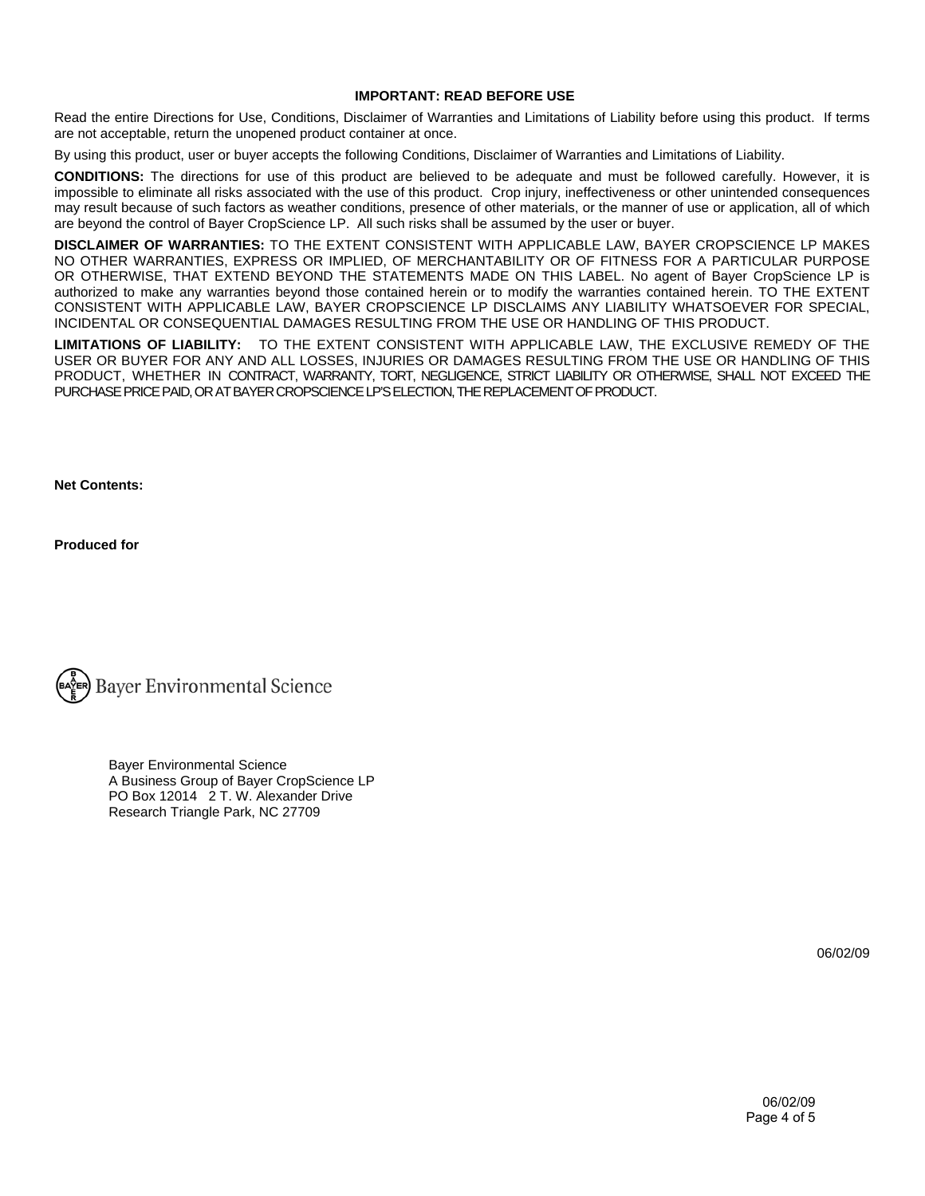**IMPORTANT: READ BEFORE USE**

Read the entire Directions for Use, Conditions, Disclaimer of Warranties and Limitations of Liability before using this product. If terms are not acceptable, return the unopened product container at once.

By using this product, user or buyer accepts the following Conditions, Disclaimer of Warranties and Limitations of Liability.

**CONDITIONS:** The directions for use of this product are believed to be adequate and must be followed carefully. However, it is impossible to eliminate all risks associated with the use of this product. Crop injury, ineffectiveness or other unintended consequences may result because of such factors as weather conditions, presence of other materials, or the manner of use or application, all of which are beyond the control of Bayer CropScience LP. All such risks shall be assumed by the user or buyer.

**DISCLAIMER OF WARRANTIES:** TO THE EXTENT CONSISTENT WITH APPLICABLE LAW, BAYER CROPSCIENCE LP MAKES NO OTHER WARRANTIES, EXPRESS OR IMPLIED, OF MERCHANTABILITY OR OF FITNESS FOR A PARTICULAR PURPOSE OR OTHERWISE, THAT EXTEND BEYOND THE STATEMENTS MADE ON THIS LABEL. No agent of Bayer CropScience LP is authorized to make any warranties beyond those contained herein or to modify the warranties contained herein. TO THE EXTENT CONSISTENT WITH APPLICABLE LAW, BAYER CROPSCIENCE LP DISCLAIMS ANY LIABILITY WHATSOEVER FOR SPECIAL, INCIDENTAL OR CONSEQUENTIAL DAMAGES RESULTING FROM THE USE OR HANDLING OF THIS PRODUCT.

**LIMITATIONS OF LIABILITY:** TO THE EXTENT CONSISTENT WITH APPLICABLE LAW, THE EXCLUSIVE REMEDY OF THE USER OR BUYER FOR ANY AND ALL LOSSES, INJURIES OR DAMAGES RESULTING FROM THE USE OR HANDLING OF THIS PRODUCT, WHETHER IN CONTRACT, WARRANTY, TORT, NEGLIGENCE, STRICT LIABILITY OR OTHERWISE, SHALL NOT EXCEED THE PURCHASE PRICE PAID, OR AT BAYER CROPSCIENCE LP'S ELECTION, THE REPLACEMENT OF PRODUCT.

**Net Contents:**

**Produced for**

Bayer Environmental Science

Bayer Environmental Science
A Business Group of Bayer CropScience LP
PO Box 12014 2 T. W. Alexander Drive
Research Triangle Park, NC 27709

06/02/09